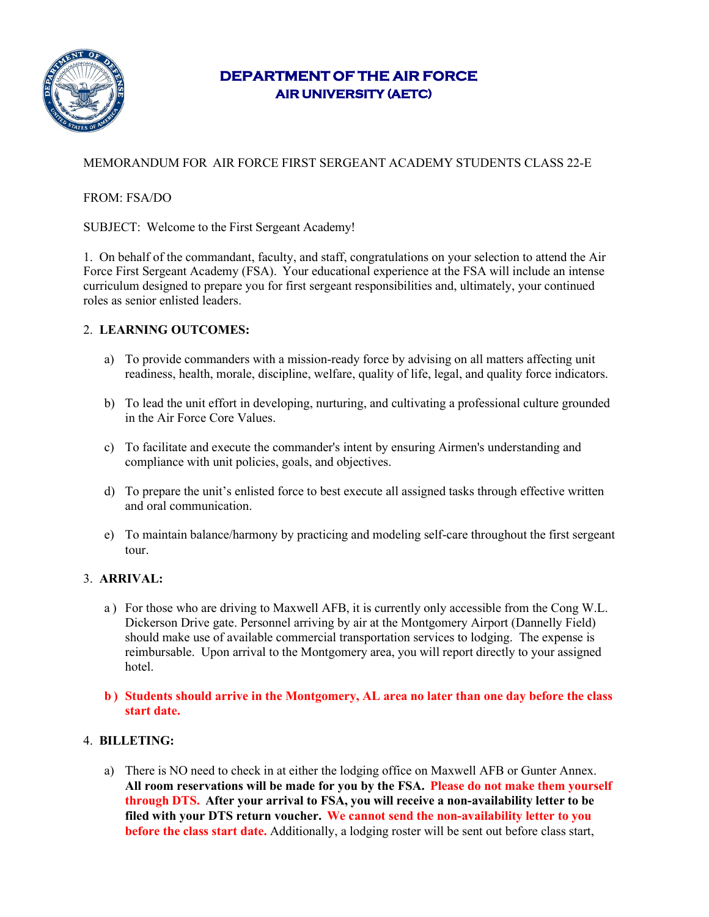# DEPARTMENT OF THE AIR FORCE
## AIR UNIVERSITY (AETC)

MEMORANDUM FOR AIR FORCE FIRST SERGEANT ACADEMY STUDENTS CLASS 22-E

FROM: FSA/DO

SUBJECT: Welcome to the First Sergeant Academy!

1. On behalf of the commandant, faculty, and staff, congratulations on your selection to attend the Air Force First Sergeant Academy (FSA). Your educational experience at the FSA will include an intense curriculum designed to prepare you for first sergeant responsibilities and, ultimately, your continued roles as senior enlisted leaders.

2. **LEARNING OUTCOMES:**

   a) To provide commanders with a mission-ready force by advising on all matters affecting unit readiness, health, morale, discipline, welfare, quality of life, legal, and quality force indicators.

   b) To lead the unit effort in developing, nurturing, and cultivating a professional culture grounded in the Air Force Core Values.

   c) To facilitate and execute the commander's intent by ensuring Airmen's understanding and compliance with unit policies, goals, and objectives.

   d) To prepare the unit's enlisted force to best execute all assigned tasks through effective written and oral communication.

   e) To maintain balance/harmony by practicing and modeling self-care throughout the first sergeant tour.

3. **ARRIVAL:**

   a ) For those who are driving to Maxwell AFB, it is currently only accessible from the Cong W.L. Dickerson Drive gate. Personnel arriving by air at the Montgomery Airport (Dannelly Field) should make use of available commercial transportation services to lodging. The expense is reimbursable. Upon arrival to the Montgomery area, you will report directly to your assigned hotel.

   **b ) Students should arrive in the Montgomery, AL area no later than one day before the class start date.**

4. **BILLETING:**

   a) There is NO need to check in at either the lodging office on Maxwell AFB or Gunter Annex. **All room reservations will be made for you by the FSA. Please do not make them yourself through DTS. After your arrival to FSA, you will receive a non-availability letter to be filed with your DTS return voucher. We cannot send the non-availability letter to you before the class start date.** Additionally, a lodging roster will be sent out before class start,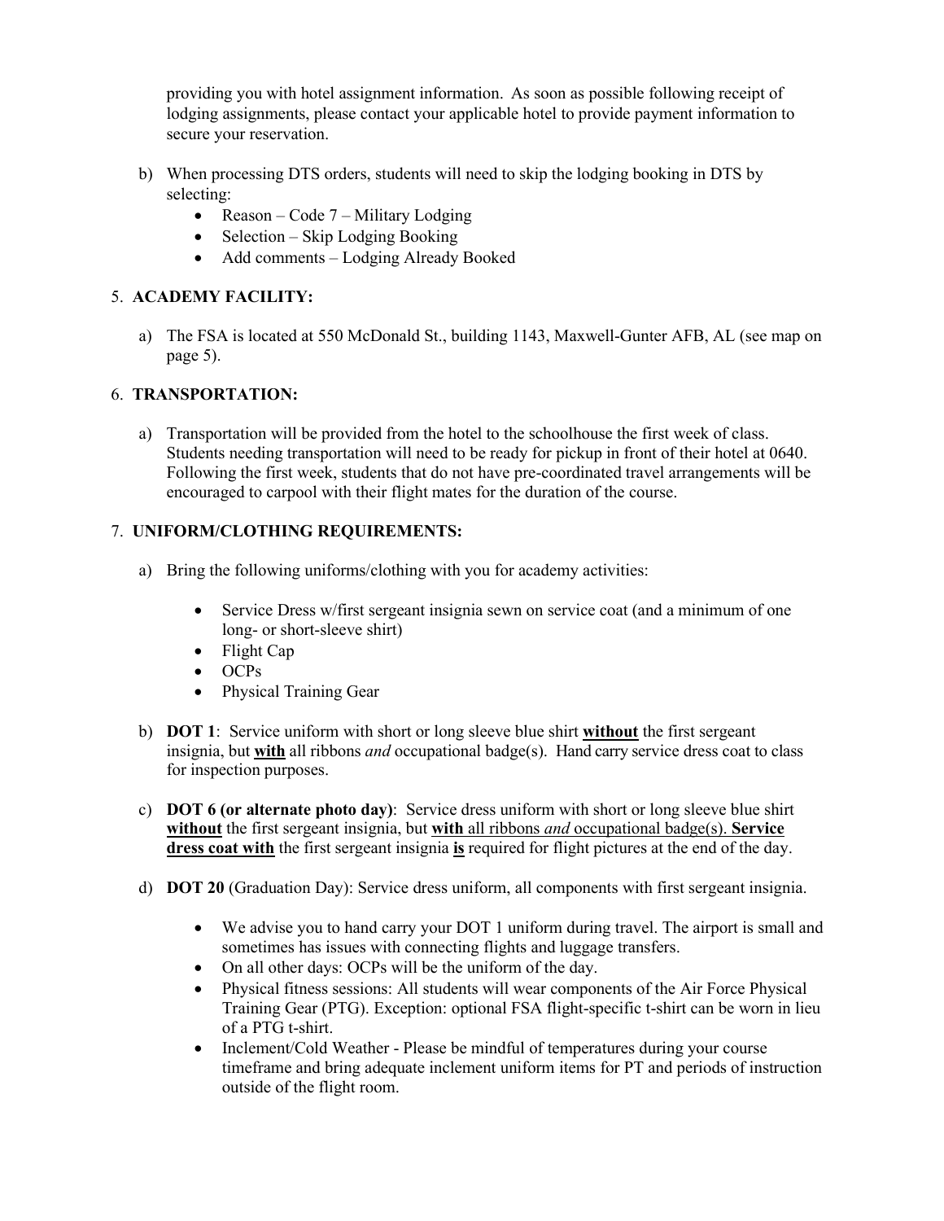providing you with hotel assignment information. As soon as possible following receipt of lodging assignments, please contact your applicable hotel to provide payment information to secure your reservation.

b) When processing DTS orders, students will need to skip the lodging booking in DTS by selecting:
   - Reason – Code 7 – Military Lodging
   - Selection – Skip Lodging Booking
   - Add comments – Lodging Already Booked

5. **ACADEMY FACILITY:**

a) The FSA is located at 550 McDonald St., building 1143, Maxwell-Gunter AFB, AL (see map on page 5).

6. **TRANSPORTATION:**

a) Transportation will be provided from the hotel to the schoolhouse the first week of class. Students needing transportation will need to be ready for pickup in front of their hotel at 0640. Following the first week, students that do not have pre-coordinated travel arrangements will be encouraged to carpool with their flight mates for the duration of the course.

7. **UNIFORM/CLOTHING REQUIREMENTS:**

a) Bring the following uniforms/clothing with you for academy activities:

   - Service Dress w/first sergeant insignia sewn on service coat (and a minimum of one long- or short-sleeve shirt)
   - Flight Cap
   - OCPs
   - Physical Training Gear

b) **DOT 1**: Service uniform with short or long sleeve blue shirt **without** the first sergeant insignia, but **with** all ribbons *and* occupational badge(s). Hand carry service dress coat to class for inspection purposes.

c) **DOT 6 (or alternate photo day)**: Service dress uniform with short or long sleeve blue shirt **without** the first sergeant insignia, but **with** all ribbons *and* occupational badge(s). **Service dress coat with** the first sergeant insignia **is** required for flight pictures at the end of the day.

d) **DOT 20** (Graduation Day): Service dress uniform, all components with first sergeant insignia.

   - We advise you to hand carry your DOT 1 uniform during travel. The airport is small and sometimes has issues with connecting flights and luggage transfers.
   - On all other days: OCPs will be the uniform of the day.
   - Physical fitness sessions: All students will wear components of the Air Force Physical Training Gear (PTG). Exception: optional FSA flight-specific t-shirt can be worn in lieu of a PTG t-shirt.
   - Inclement/Cold Weather - Please be mindful of temperatures during your course timeframe and bring adequate inclement uniform items for PT and periods of instruction outside of the flight room.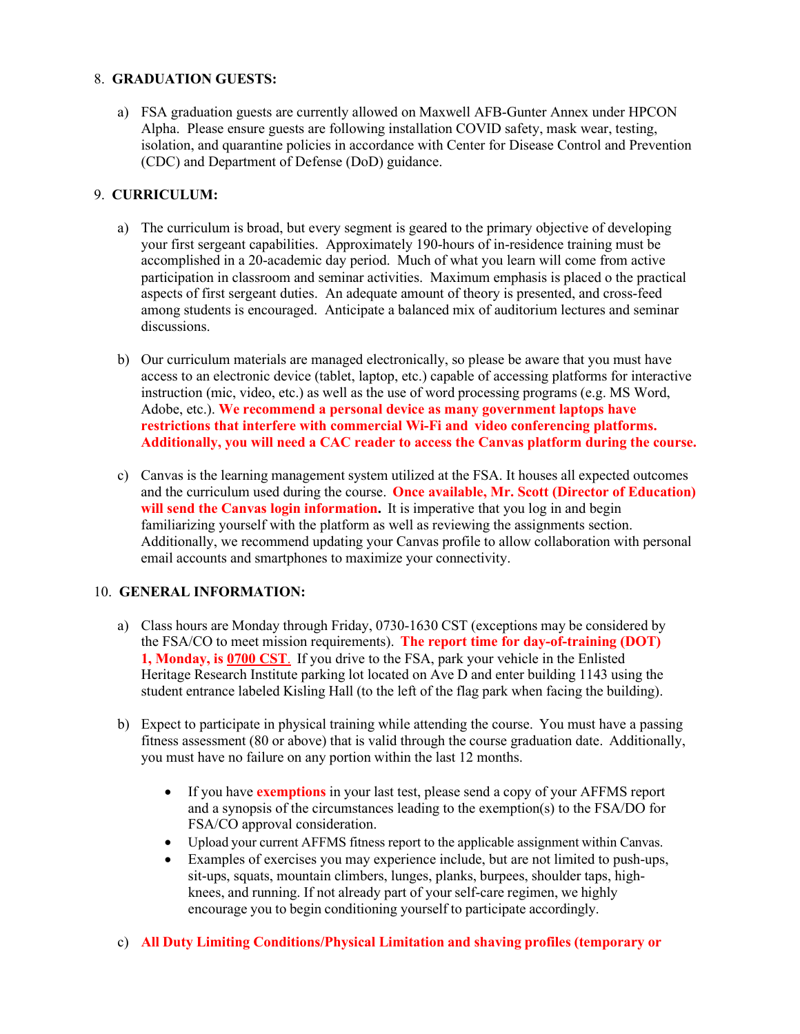8. **GRADUATION GUESTS:**

   a) FSA graduation guests are currently allowed on Maxwell AFB-Gunter Annex under HPCON Alpha. Please ensure guests are following installation COVID safety, mask wear, testing, isolation, and quarantine policies in accordance with Center for Disease Control and Prevention (CDC) and Department of Defense (DoD) guidance.

9. **CURRICULUM:**

   a) The curriculum is broad, but every segment is geared to the primary objective of developing your first sergeant capabilities. Approximately 190-hours of in-residence training must be accomplished in a 20-academic day period. Much of what you learn will come from active participation in classroom and seminar activities. Maximum emphasis is placed o the practical aspects of first sergeant duties. An adequate amount of theory is presented, and cross-feed among students is encouraged. Anticipate a balanced mix of auditorium lectures and seminar discussions.

   b) Our curriculum materials are managed electronically, so please be aware that you must have access to an electronic device (tablet, laptop, etc.) capable of accessing platforms for interactive instruction (mic, video, etc.) as well as the use of word processing programs (e.g. MS Word, Adobe, etc.). **We recommend a personal device as many government laptops have restrictions that interfere with commercial Wi-Fi and video conferencing platforms. Additionally, you will need a CAC reader to access the Canvas platform during the course.**

   c) Canvas is the learning management system utilized at the FSA. It houses all expected outcomes and the curriculum used during the course. **Once available, Mr. Scott (Director of Education) will send the Canvas login information.** It is imperative that you log in and begin familiarizing yourself with the platform as well as reviewing the assignments section. Additionally, we recommend updating your Canvas profile to allow collaboration with personal email accounts and smartphones to maximize your connectivity.

10. **GENERAL INFORMATION:**

    a) Class hours are Monday through Friday, 0730-1630 CST (exceptions may be considered by the FSA/CO to meet mission requirements). **The report time for day-of-training (DOT) 1, Monday, is <u>0700 CST</u>.** If you drive to the FSA, park your vehicle in the Enlisted Heritage Research Institute parking lot located on Ave D and enter building 1143 using the student entrance labeled Kisling Hall (to the left of the flag park when facing the building).

    b) Expect to participate in physical training while attending the course. You must have a passing fitness assessment (80 or above) that is valid through the course graduation date. Additionally, you must have no failure on any portion within the last 12 months.

    - If you have **exemptions** in your last test, please send a copy of your AFFMS report and a synopsis of the circumstances leading to the exemption(s) to the FSA/DO for FSA/CO approval consideration.
    - Upload your current AFFMS fitness report to the applicable assignment within Canvas.
    - Examples of exercises you may experience include, but are not limited to push-ups, sit-ups, squats, mountain climbers, lunges, planks, burpees, shoulder taps, high-knees, and running. If not already part of your self-care regimen, we highly encourage you to begin conditioning yourself to participate accordingly.

    c) **All Duty Limiting Conditions/Physical Limitation and shaving profiles (temporary or**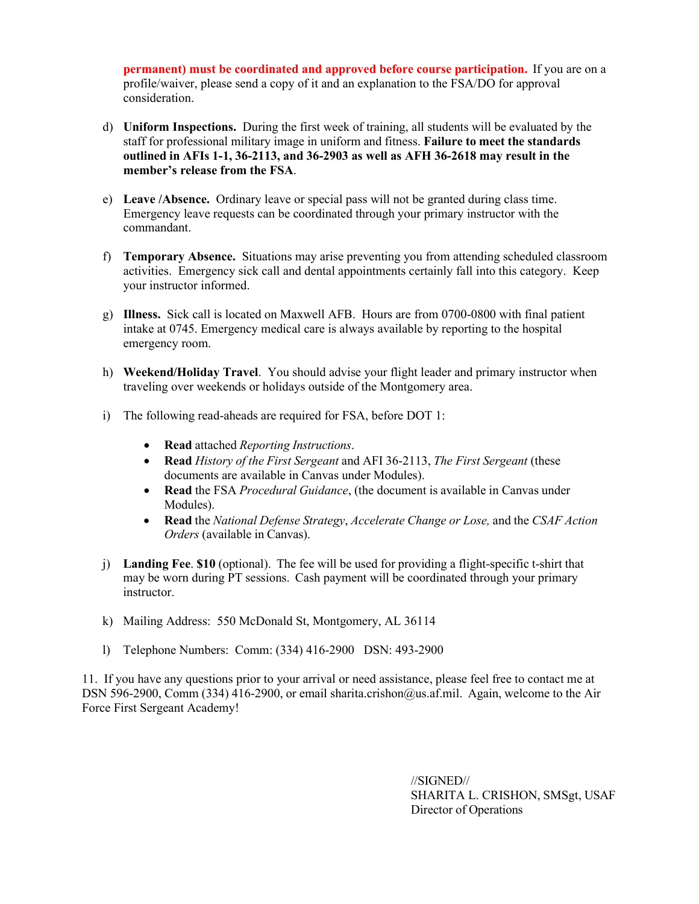**permanent) must be coordinated and approved before course participation.** If you are on a profile/waiver, please send a copy of it and an explanation to the FSA/DO for approval consideration.

d) **Uniform Inspections.** During the first week of training, all students will be evaluated by the staff for professional military image in uniform and fitness. **Failure to meet the standards outlined in AFIs 1-1, 36-2113, and 36-2903 as well as AFH 36-2618 may result in the member's release from the FSA**.

e) **Leave /Absence.** Ordinary leave or special pass will not be granted during class time. Emergency leave requests can be coordinated through your primary instructor with the commandant.

f) **Temporary Absence.** Situations may arise preventing you from attending scheduled classroom activities. Emergency sick call and dental appointments certainly fall into this category. Keep your instructor informed.

g) **Illness.** Sick call is located on Maxwell AFB. Hours are from 0700-0800 with final patient intake at 0745. Emergency medical care is always available by reporting to the hospital emergency room.

h) **Weekend/Holiday Travel**. You should advise your flight leader and primary instructor when traveling over weekends or holidays outside of the Montgomery area.

i) The following read-aheads are required for FSA, before DOT 1:

- **Read** attached *Reporting Instructions*.
- **Read** *History of the First Sergeant* and AFI 36-2113, *The First Sergeant* (these documents are available in Canvas under Modules).
- **Read** the FSA *Procedural Guidance*, (the document is available in Canvas under Modules).
- **Read** the *National Defense Strategy*, *Accelerate Change or Lose,* and the *CSAF Action Orders* (available in Canvas).

j) **Landing Fee**. **$10** (optional). The fee will be used for providing a flight-specific t-shirt that may be worn during PT sessions. Cash payment will be coordinated through your primary instructor.

k) Mailing Address: 550 McDonald St, Montgomery, AL 36114

l) Telephone Numbers: Comm: (334) 416-2900 DSN: 493-2900

11. If you have any questions prior to your arrival or need assistance, please feel free to contact me at DSN 596-2900, Comm (334) 416-2900, or email sharita.crishon@us.af.mil. Again, welcome to the Air Force First Sergeant Academy!

//SIGNED//
SHARITA L. CRISHON, SMSgt, USAF
Director of Operations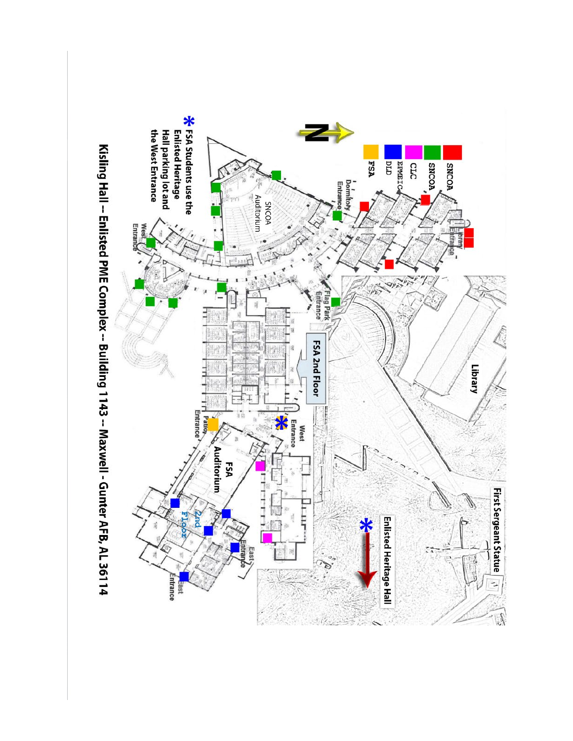SNCOA
SNCOA
CLC
EPMEIC
DLD
FSA

Dormitory Entrance
Library Entrance
SNCOA Auditorium
West Entrance
Flag Park Entrance
FSA 2nd Floor
Library
First Sergeant Statue
Enlisted Heritage Hall
West Entrance
Patio Entrance
FSA Auditorium
2nd Floor
East Entrance
East Entrance

\* FSA Students use the Enlisted Heritage Hall parking lot and the West Entrance

**Kisling Hall -- Enlisted PME Complex -- Building 1143 -- Maxwell - Gunter AFB, AL 36114**